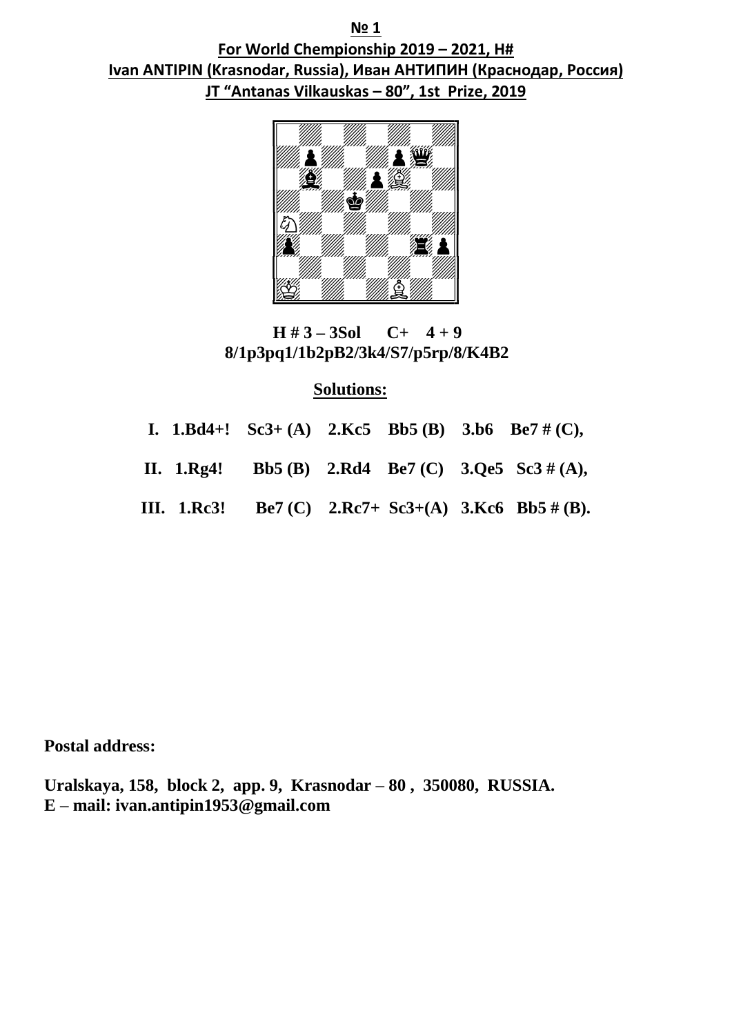**№ 1**

**For World Chempionship 2019 – 2021, H#**

**Ivan ANTIPIN (Krasnodar, Russia), Иван АНТИПИН (Краснодар, Россия)**

**JT "Antanas Vilkauskas – 80", 1st Prize, 2019**

**H # 3 – 3Sol C+ 4 + 9**

**8/1p3pq1/1b2pB2/3k4/S7/p5rp/8/K4B2**

**Solutions:**

**I. 1.Bd4+! Sc3+ (A) 2.Kc5 Bb5 (B) 3.b6 Be7 # (C),**

**II. 1.Rg4! Bb5 (B) 2.Rd4 Be7 (C) 3.Qe5 Sc3 # (A),**

**III. 1.Rc3! Be7 (C) 2.Rc7+ Sc3+(A) 3.Kc6 Bb5 # (B).**

**Postal address:**

**Uralskaya, 158, block 2, app. 9, Krasnodar – 80 , 350080, RUSSIA.**

**E – mail: ivan.antipin1953@gmail.com**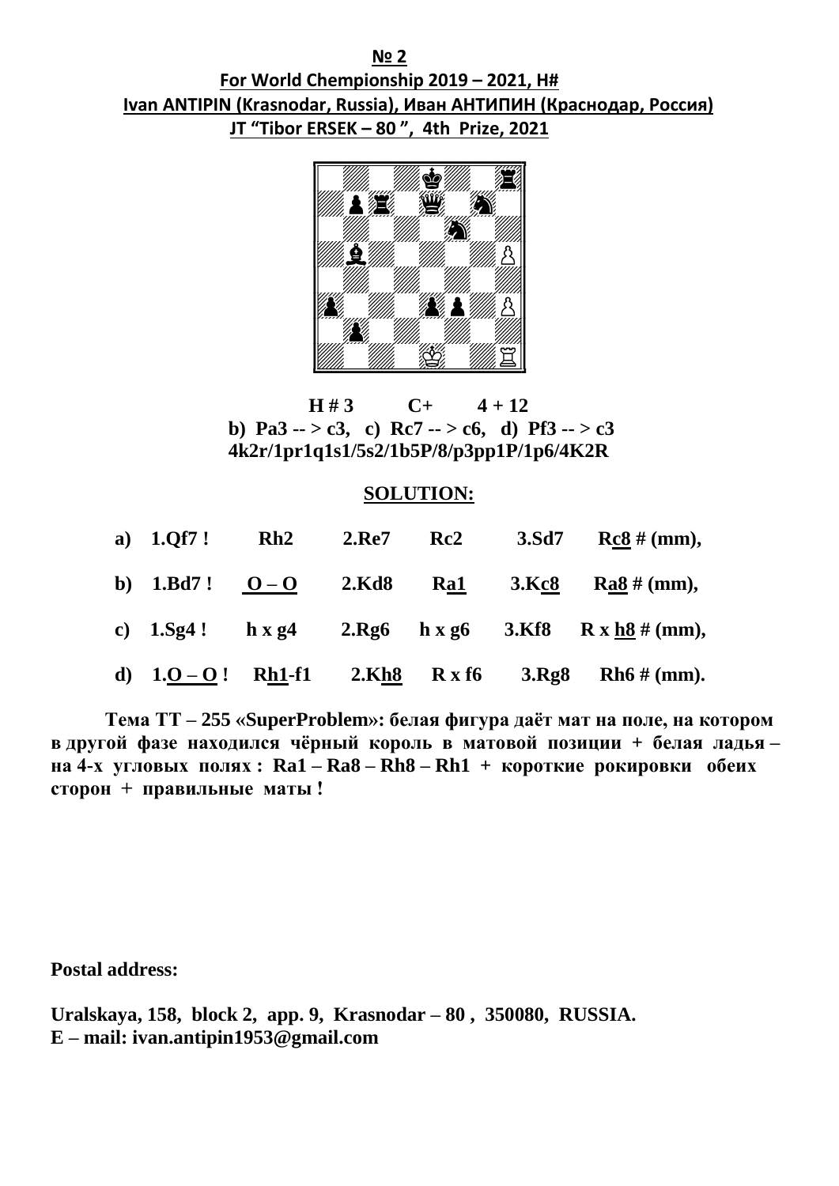**№ 2**

**For World Chempionship 2019 – 2021, H#**

**Ivan ANTIPIN (Krasnodar, Russia), Иван АНТИПИН (Краснодар, Россия)**

**JT "Tibor ERSEK – 80 ", 4th Prize, 2021**

**H # 3 C+ 4 + 12**

**b) Pa3 -- > c3, c) Rc7 -- > c6, d) Pf3 -- > c3**

**4k2r/1pr1q1s1/5s2/1b5P/8/p3pp1P/1p6/4K2R**

## SOLUTION:

| | | | | | | |
|---|---|---|---|---|---|---|
| **a) 1.Qf7 !** | **Rh2** | **2.Re7** | **Rc2** | **3.Sd7** | **Rc8 # (mm),** |
| **b) 1.Bd7 !** | **O – O** | **2.Kd8** | **Ra1** | **3.Kc8** | **Ra8 # (mm),** |
| **c) 1.Sg4 !** | **h x g4** | **2.Rg6** | **h x g6** | **3.Kf8** | **R x h8 # (mm),** |
| **d) 1.O – O !** | **Rh1-f1** | **2.Kh8** | **R x f6** | **3.Rg8** | **Rh6 # (mm).** |

**Тема ТТ – 255 «SuperProblem»: белая фигура даёт мат на поле, на котором в другой фазе находился чёрный король в матовой позиции + белая ладья – на 4-х угловых полях : Ra1 – Ra8 – Rh8 – Rh1 + короткие рокировки обеих сторон + правильные маты !**

**Postal address:**

**Uralskaya, 158, block 2, app. 9, Krasnodar – 80 , 350080, RUSSIA.**
**E – mail: ivan.antipin1953@gmail.com**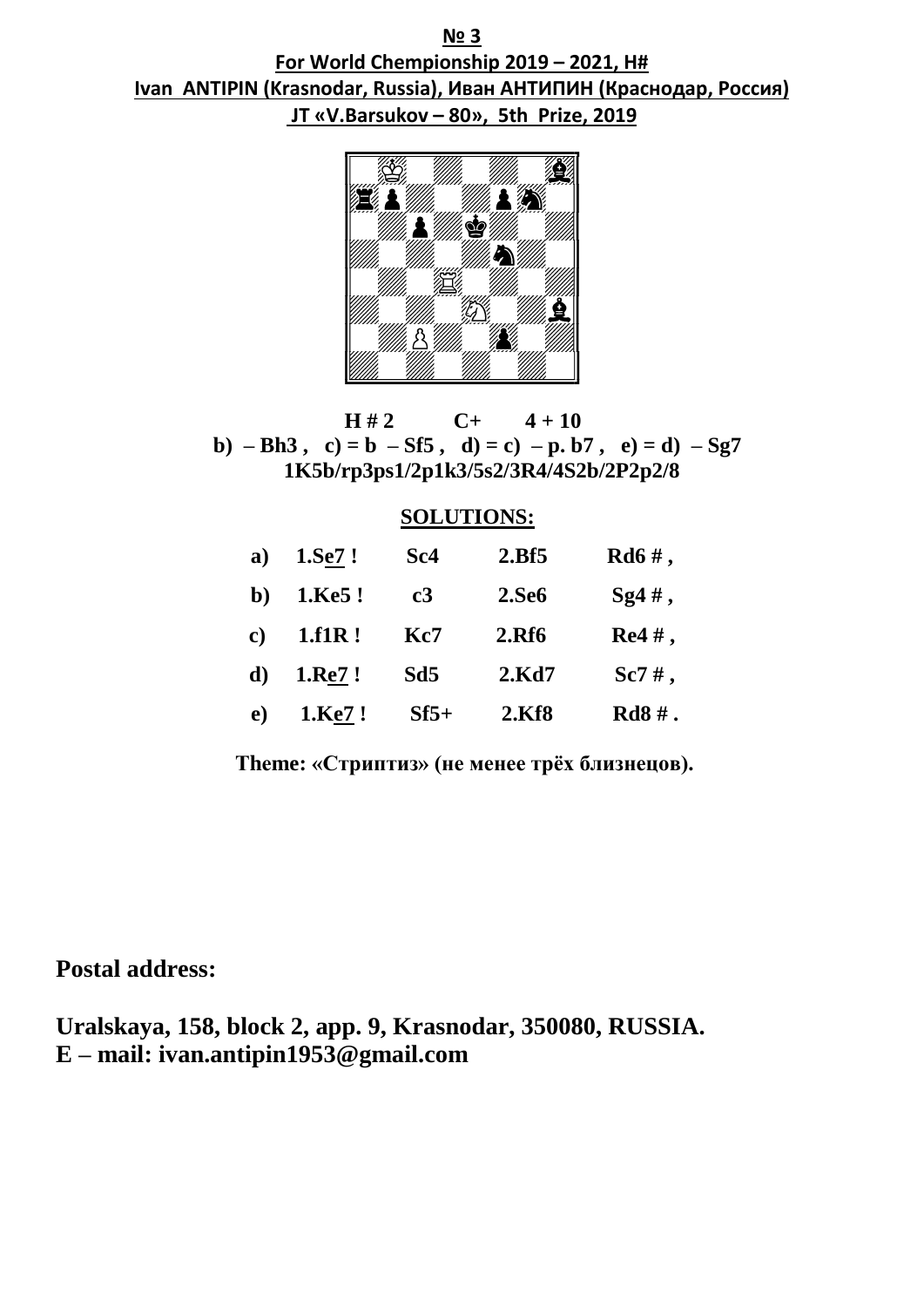**№ 3**

**For World Chempionship 2019 – 2021, H#**

**Ivan ANTIPIN (Krasnodar, Russia), Иван АНТИПИН (Краснодар, Россия)**

**JT «V.Barsukov – 80», 5th Prize, 2019**

**H # 2 C+ 4 + 10**

**b) – Bh3 , c) = b – Sf5 , d) = c) – p. b7 , e) = d) – Sg7**

**1K5b/rp3ps1/2p1k3/5s2/3R4/4S2b/2P2p2/8**

**SOLUTIONS:**

| | | | | |
|---|---|---|---|---|
| **a)** | **1.Se7 !** | **Sc4** | **2.Bf5** | **Rd6 # ,** |
| **b)** | **1.Ke5 !** | **c3** | **2.Se6** | **Sg4 # ,** |
| **c)** | **1.f1R !** | **Kc7** | **2.Rf6** | **Re4 # ,** |
| **d)** | **1.Re7 !** | **Sd5** | **2.Kd7** | **Sc7 # ,** |
| **e)** | **1.Ke7 !** | **Sf5+** | **2.Kf8** | **Rd8 # .** |

**Theme: «Стриптиз» (не менее трёх близнецов).**

**Postal address:**

**Uralskaya, 158, block 2, app. 9, Krasnodar, 350080, RUSSIA.**
**E – mail: ivan.antipin1953@gmail.com**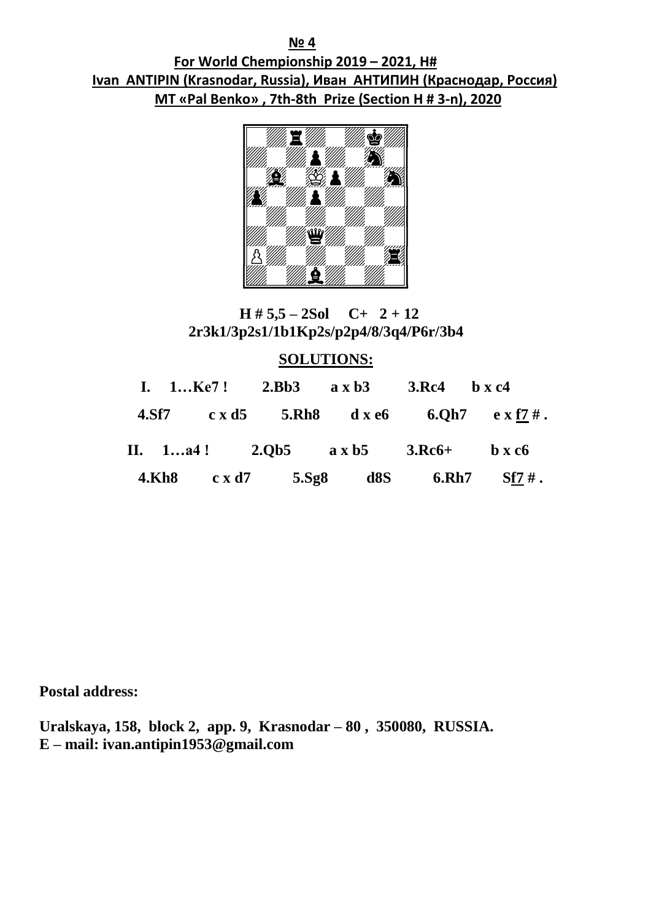**№ 4**

**For World Chempionship 2019 – 2021, H#**

**Ivan ANTIPIN (Krasnodar, Russia), Иван АНТИПИН (Краснодар, Россия)**

**MT «Pal Benko» , 7th-8th Prize (Section H # 3-n), 2020**

**H # 5,5 – 2Sol C+ 2 + 12**

**2r3k1/3p2s1/1b1Kp2s/p2p4/8/3q4/P6r/3b4**

## SOLUTIONS:

**I. 1…Ke7 ! 2.Bb3 a x b3 3.Rc4 b x c4**

**4.Sf7 c x d5 5.Rh8 d x e6 6.Qh7 e x f7 # .**

**II. 1…a4 ! 2.Qb5 a x b5 3.Rc6+ b x c6**

**4.Kh8 c x d7 5.Sg8 d8S 6.Rh7 Sf7 # .**

**Postal address:**

**Uralskaya, 158, block 2, app. 9, Krasnodar – 80 , 350080, RUSSIA.**

**E – mail: ivan.antipin1953@gmail.com**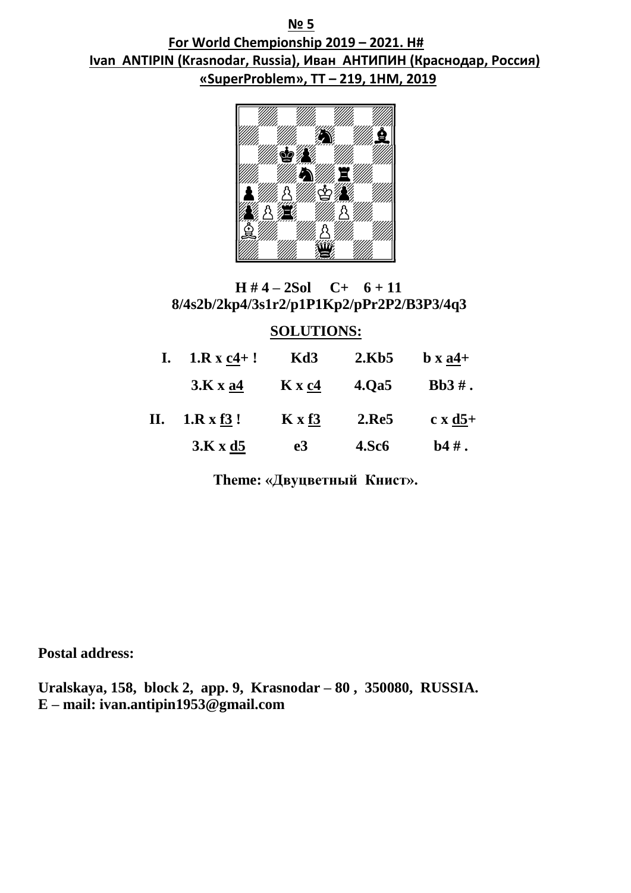**№ 5**

**For World Chempionship 2019 – 2021. H#**

**Ivan ANTIPIN (Krasnodar, Russia), Иван АНТИПИН (Краснодар, Россия)**

**«SuperProblem», TT – 219, 1HM, 2019**

**H # 4 – 2Sol C+ 6 + 11**

**8/4s2b/2kp4/3s1r2/p1P1Kp2/pPr2P2/B3P3/4q3**

**SOLUTIONS:**

**I. 1.R x c4+ ! Kd3 2.Kb5 b x a4+**

**3.K x a4 K x c4 4.Qa5 Bb3 # .**

**II. 1.R x f3 ! K x f3 2.Re5 c x d5+**

**3.K x d5 e3 4.Sc6 b4 # .**

**Theme: «Двуцветный Книст».**

**Postal address:**

**Uralskaya, 158, block 2, app. 9, Krasnodar – 80 , 350080, RUSSIA.**
**E – mail: ivan.antipin1953@gmail.com**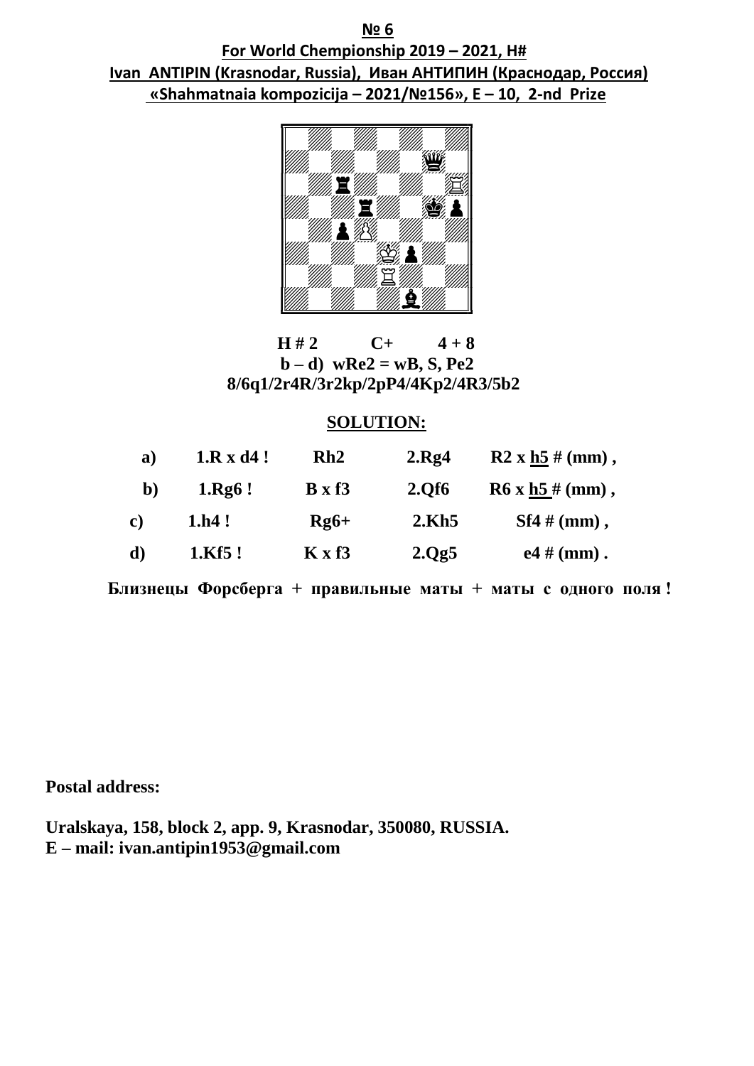**№ 6**

**For World Chempionship 2019 – 2021, H#**

**Ivan ANTIPIN (Krasnodar, Russia), Иван АНТИПИН (Краснодар, Россия)**

**«Shahmatnaia kompozicija – 2021/№156», E – 10, 2-nd Prize**

**H # 2 C+ 4 + 8**

**b – d) wRe2 = wB, S, Pe2**

**8/6q1/2r4R/3r2kp/2pP4/4Kp2/4R3/5b2**

**SOLUTION:**

| | | | | |
|---|---|---|---|---|
| **a)** | **1.R x d4 !** | **Rh2** | **2.Rg4** | **R2 x h5 # (mm) ,** |
| **b)** | **1.Rg6 !** | **B x f3** | **2.Qf6** | **R6 x h5 # (mm) ,** |
| **c)** | **1.h4 !** | **Rg6+** | **2.Kh5** | **Sf4 # (mm) ,** |
| **d)** | **1.Kf5 !** | **K x f3** | **2.Qg5** | **e4 # (mm) .** |

**Близнецы Форсберга + правильные маты + маты с одного поля !**

**Postal address:**

**Uralskaya, 158, block 2, app. 9, Krasnodar, 350080, RUSSIA.**
**E – mail: ivan.antipin1953@gmail.com**